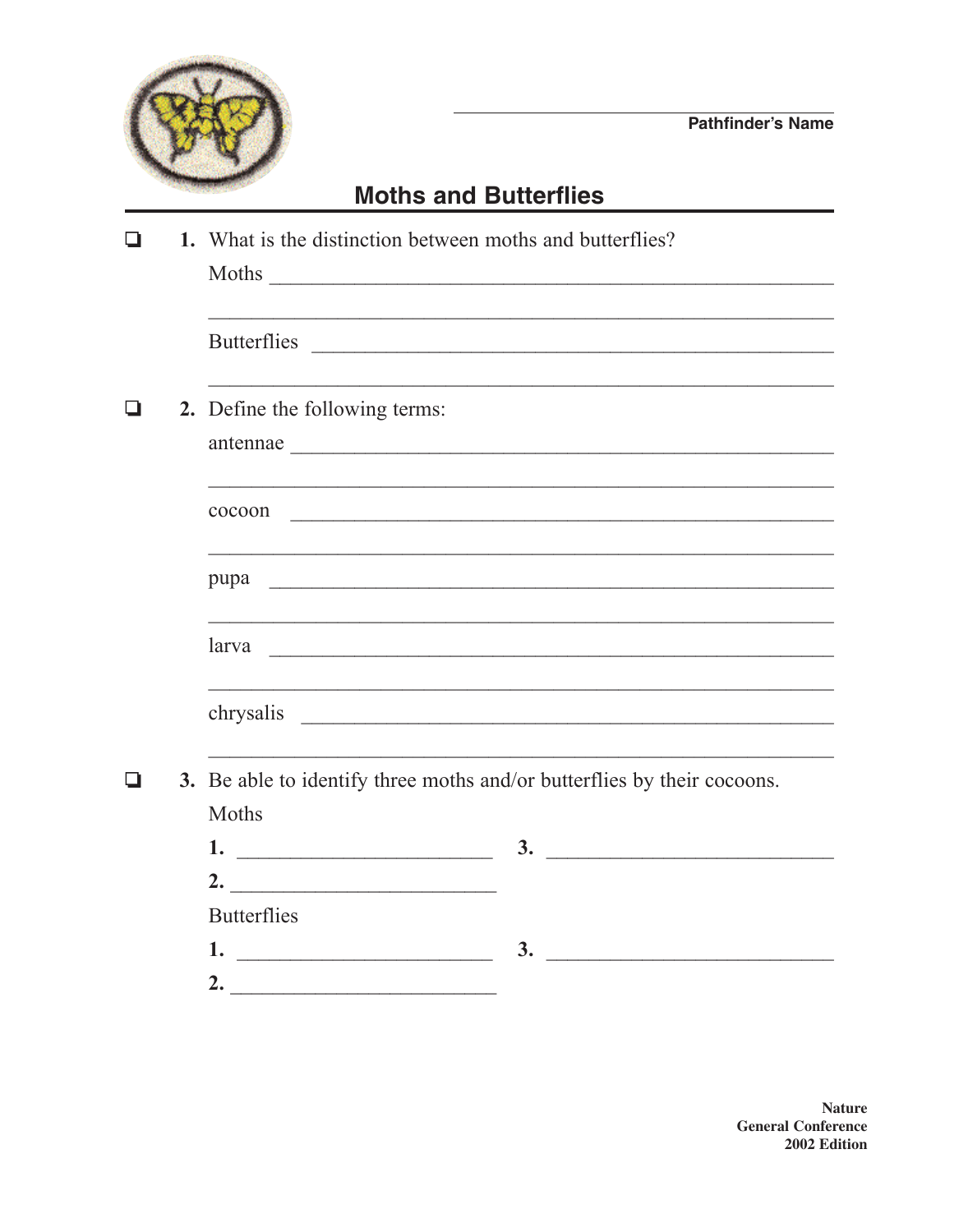Pathfinder's Name

# Moths and Butterflies

- [ ] **1.** What is the distinction between moths and butterflies?

  Moths \_\_\_\_\_\_\_\_\_\_\_\_\_\_\_\_\_\_\_\_\_\_\_\_\_\_\_\_\_\_\_\_\_\_\_\_\_\_\_\_

  \_\_\_\_\_\_\_\_\_\_\_\_\_\_\_\_\_\_\_\_\_\_\_\_\_\_\_\_\_\_\_\_\_\_\_\_\_\_\_\_\_\_\_\_\_\_

  Butterflies \_\_\_\_\_\_\_\_\_\_\_\_\_\_\_\_\_\_\_\_\_\_\_\_\_\_\_\_\_\_\_\_\_\_\_\_\_\_

  \_\_\_\_\_\_\_\_\_\_\_\_\_\_\_\_\_\_\_\_\_\_\_\_\_\_\_\_\_\_\_\_\_\_\_\_\_\_\_\_\_\_\_\_\_\_

- [ ] **2.** Define the following terms:

  antennae \_\_\_\_\_\_\_\_\_\_\_\_\_\_\_\_\_\_\_\_\_\_\_\_\_\_\_\_\_\_\_\_\_\_\_\_\_\_\_

  \_\_\_\_\_\_\_\_\_\_\_\_\_\_\_\_\_\_\_\_\_\_\_\_\_\_\_\_\_\_\_\_\_\_\_\_\_\_\_\_\_\_\_\_\_\_

  cocoon \_\_\_\_\_\_\_\_\_\_\_\_\_\_\_\_\_\_\_\_\_\_\_\_\_\_\_\_\_\_\_\_\_\_\_\_\_\_\_\_

  \_\_\_\_\_\_\_\_\_\_\_\_\_\_\_\_\_\_\_\_\_\_\_\_\_\_\_\_\_\_\_\_\_\_\_\_\_\_\_\_\_\_\_\_\_\_

  pupa \_\_\_\_\_\_\_\_\_\_\_\_\_\_\_\_\_\_\_\_\_\_\_\_\_\_\_\_\_\_\_\_\_\_\_\_\_\_\_\_\_

  \_\_\_\_\_\_\_\_\_\_\_\_\_\_\_\_\_\_\_\_\_\_\_\_\_\_\_\_\_\_\_\_\_\_\_\_\_\_\_\_\_\_\_\_\_\_

  larva \_\_\_\_\_\_\_\_\_\_\_\_\_\_\_\_\_\_\_\_\_\_\_\_\_\_\_\_\_\_\_\_\_\_\_\_\_\_\_\_\_

  \_\_\_\_\_\_\_\_\_\_\_\_\_\_\_\_\_\_\_\_\_\_\_\_\_\_\_\_\_\_\_\_\_\_\_\_\_\_\_\_\_\_\_\_\_\_

  chrysalis \_\_\_\_\_\_\_\_\_\_\_\_\_\_\_\_\_\_\_\_\_\_\_\_\_\_\_\_\_\_\_\_\_\_\_\_\_\_\_

  \_\_\_\_\_\_\_\_\_\_\_\_\_\_\_\_\_\_\_\_\_\_\_\_\_\_\_\_\_\_\_\_\_\_\_\_\_\_\_\_\_\_\_\_\_\_

- [ ] **3.** Be able to identify three moths and/or butterflies by their cocoons.

  Moths

  **1.** \_\_\_\_\_\_\_\_\_\_\_\_\_\_\_\_\_\_\_\_ **3.** \_\_\_\_\_\_\_\_\_\_\_\_\_\_\_\_\_\_\_\_

  **2.** \_\_\_\_\_\_\_\_\_\_\_\_\_\_\_\_\_\_\_\_

  Butterflies

  **1.** \_\_\_\_\_\_\_\_\_\_\_\_\_\_\_\_\_\_\_\_ **3.** \_\_\_\_\_\_\_\_\_\_\_\_\_\_\_\_\_\_\_\_

  **2.** \_\_\_\_\_\_\_\_\_\_\_\_\_\_\_\_\_\_\_\_

**Nature**
**General Conference**
**2002 Edition**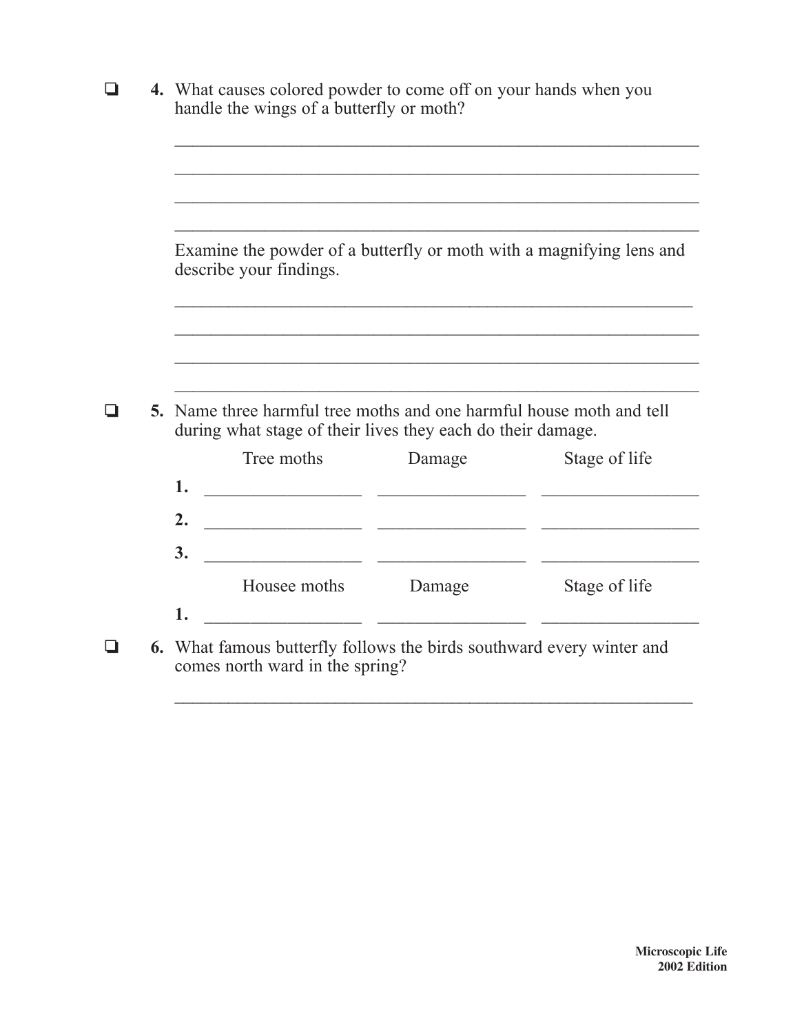- [ ] **4.** What causes colored powder to come off on your hands when you handle the wings of a butterfly or moth?

______________________________________________________________

______________________________________________________________

______________________________________________________________

______________________________________________________________

Examine the powder of a butterfly or moth with a magnifying lens and describe your findings.

______________________________________________________________

______________________________________________________________

______________________________________________________________

______________________________________________________________

- [ ] **5.** Name three harmful tree moths and one harmful house moth and tell during what stage of their lives they each do their damage.

| | Tree moths | Damage | Stage of life |
|---|---|---|---|
| **1.** | _________________ | _________________ | _________________ |
| **2.** | _________________ | _________________ | _________________ |
| **3.** | _________________ | _________________ | _________________ |
| | **Housee moths** | **Damage** | **Stage of life** |
| **1.** | _________________ | _________________ | _________________ |

- [ ] **6.** What famous butterfly follows the birds southward every winter and comes north ward in the spring?

______________________________________________________________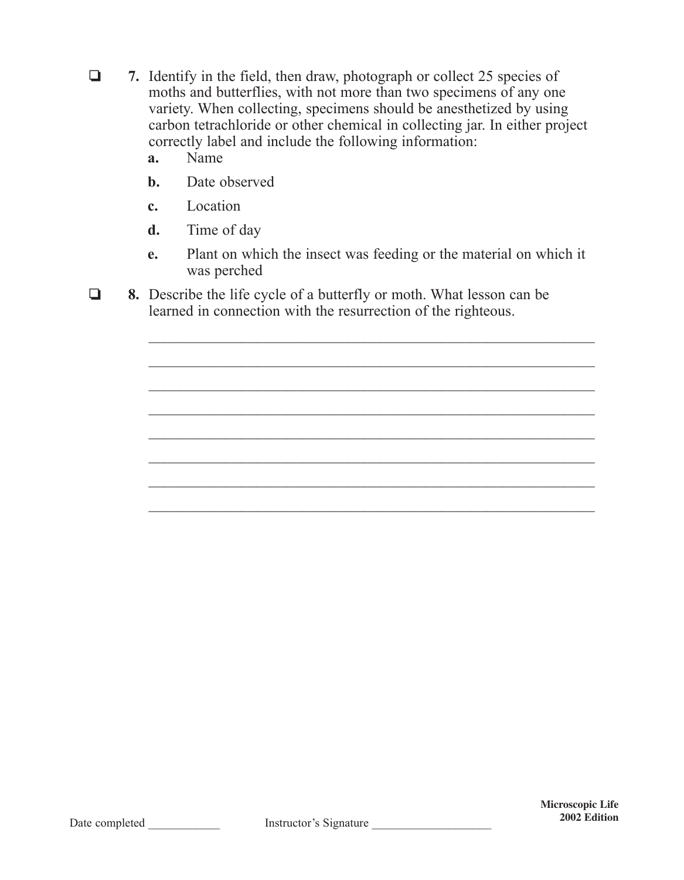- ❏ **7.** Identify in the field, then draw, photograph or collect 25 species of moths and butterflies, with not more than two specimens of any one variety. When collecting, specimens should be anesthetized by using carbon tetrachloride or other chemical in collecting jar. In either project correctly label and include the following information:
  - **a.** Name
  - **b.** Date observed
  - **c.** Location
  - **d.** Time of day
  - **e.** Plant on which the insect was feeding or the material on which it was perched

- ❏ **8.** Describe the life cycle of a butterfly or moth. What lesson can be learned in connection with the resurrection of the righteous.

  ______________________________________________________________

  ______________________________________________________________

  ______________________________________________________________

  ______________________________________________________________

  ______________________________________________________________

  ______________________________________________________________

  ______________________________________________________________

  ______________________________________________________________

Date completed ____________ Instructor's Signature ____________________

**Microscopic Life**
**2002 Edition**